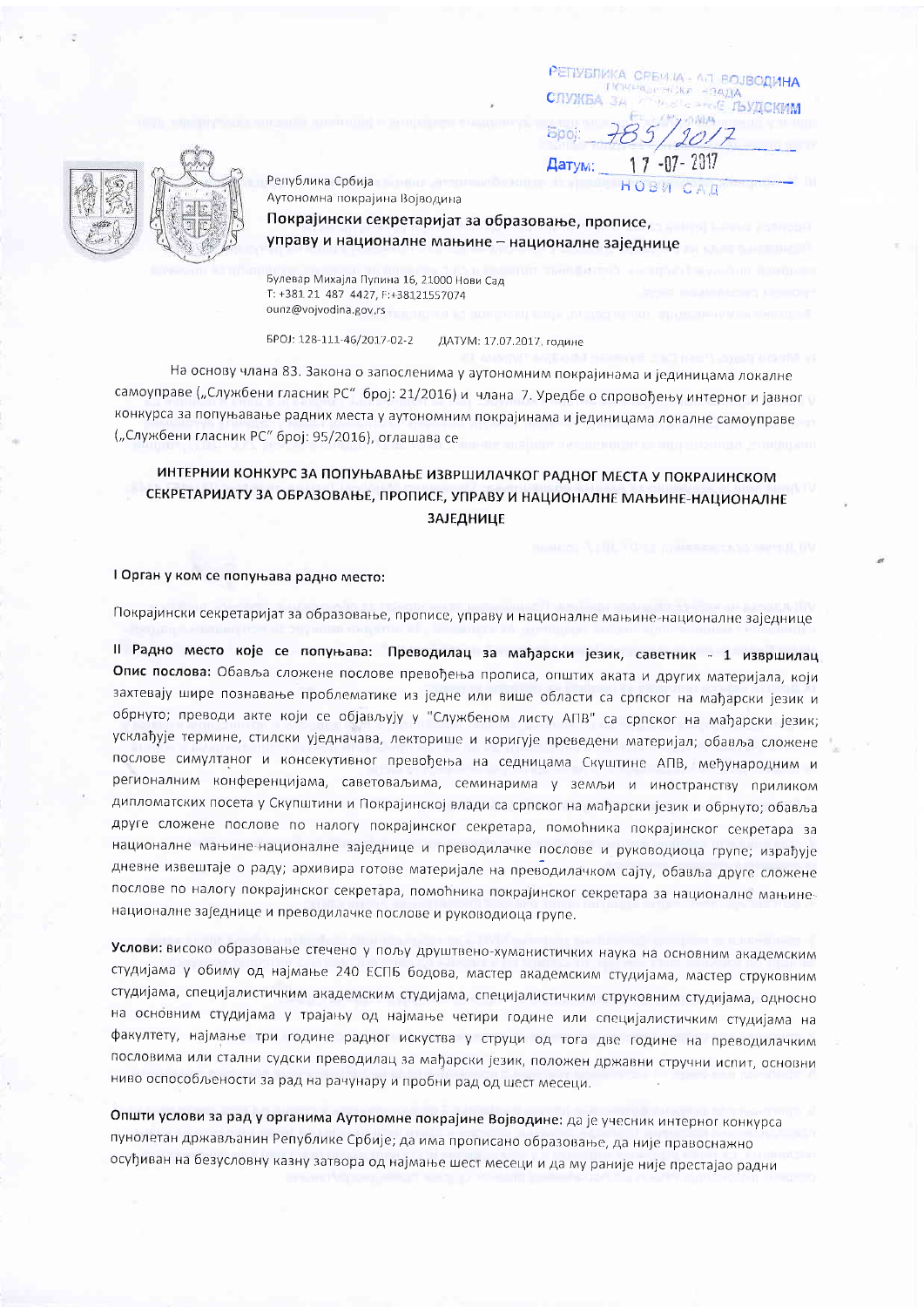РЕПУБЛИКА СРБИЈА - АП ВОЈВОДИНА
ПОКРАЈИНСКА ВЛАДА
СЛУЖБА ЗА УПРАВЉАЊЕ ЉУДСКИМ РЕСУРСИМА
Број: 785/2017
Датум: 17-07-2017
НОВИ САД

Република Србија
Аутономна покрајина Војводина

**Покрајински секретаријат за образовање, прописе, управу и националне мањине – националне заједнице**

Булевар Михајла Пупина 16, 21000 Нови Сад
Т: +381 21 487 4427, Ф:+38121557074
ounz@vojvodina.gov.rs

БРОЈ: 128-111-46/2017-02-2    ДАТУМ: 17.07.2017. године

На основу члана 83. Закона о запосленима у аутономним покрајинама и јединицама локалне самоуправе („Службени гласник РС" број: 21/2016) и члана 7. Уредбе о спровођењу интерног и јавног конкурса за попуњавање радних места у аутономним покрајинама и јединицама локалне самоуправе („Службени гласник РС" број: 95/2016), оглашава се

## ИНТЕРНИИ КОНКУРС ЗА ПОПУЊАВАЊЕ ИЗВРШИЛАЧКОГ РАДНОГ МЕСТА У ПОКРАЈИНСКОМ СЕКРЕТАРИЈАТУ ЗА ОБРАЗОВАЊЕ, ПРОПИСЕ, УПРАВУ И НАЦИОНАЛНЕ МАЊИНЕ-НАЦИОНАЛНЕ ЗАЈЕДНИЦЕ

### I Орган у ком се попуњава радно место:

Покрајински секретаријат за образовање, прописе, управу и националне мањине-националне заједнице

**II Радно место које се попуњава: Преводилац за мађарски језик, саветник - 1 извршилац**

**Опис послова:** Обавља сложене послове превођења прописа, општих аката и других материјала, који захтевају шире познавање проблематике из једне или више области са српског на мађарски језик и обрнуто; преводи акте који се објављују у "Службеном листу АПВ" са српског на мађарски језик; усклађује термине, стилски уједначава, лекторише и коригује преведени материјал; обавља сложене послове симултаног и консекутивног превођења на седницама Скупштине АПВ, међународним и регионалним конференцијама, саветовањима, семинарима у земљи и иностранству приликом дипломатских посета у Скупштини и Покрајинској влади са српског на мађарски језик и обрнуто; обавља друге сложене послове по налогу покрајинског секретара, помоћника покрајинског секретара за националне мањине-националне заједнице и преводилачке послове и руководиоца групе; израђује дневне извештаје о раду; архивира готове материјале на преводилачком сајту, обавља друге сложене послове по налогу покрајинског секретара, помоћника покрајинског секретара за националне мањине-националне заједнице и преводилачке послове и руководиоца групе.

**Услови:** високо образовање стечено у пољу друштвено-хуманистичких наука на основним академским студијама у обиму од најмање 240 ЕСПБ бодова, мастер академским студијама, мастер струковним студијама, специјалистичким академским студијама, специјалистичким струковним студијама, односно на основним студијама у трајању од најмање четири године или специјалистичким студијама на факултету, најмање три године радног искуства у струци од тога две године на преводилачким пословима или стални судски преводилац за мађарски језик, положен државни стручни испит, основни ниво оспособљености за рад на рачунару и пробни рад од шест месеци.

**Општи услови за рад у органима Аутономне покрајине Војводине:** да је учесник интерног конкурса пунолетан држављанин Републике Србије; да има прописано образовање, да није правоснажно осуђиван на безусловну казну затвора од најмање шест месеци и да му раније није престајао радни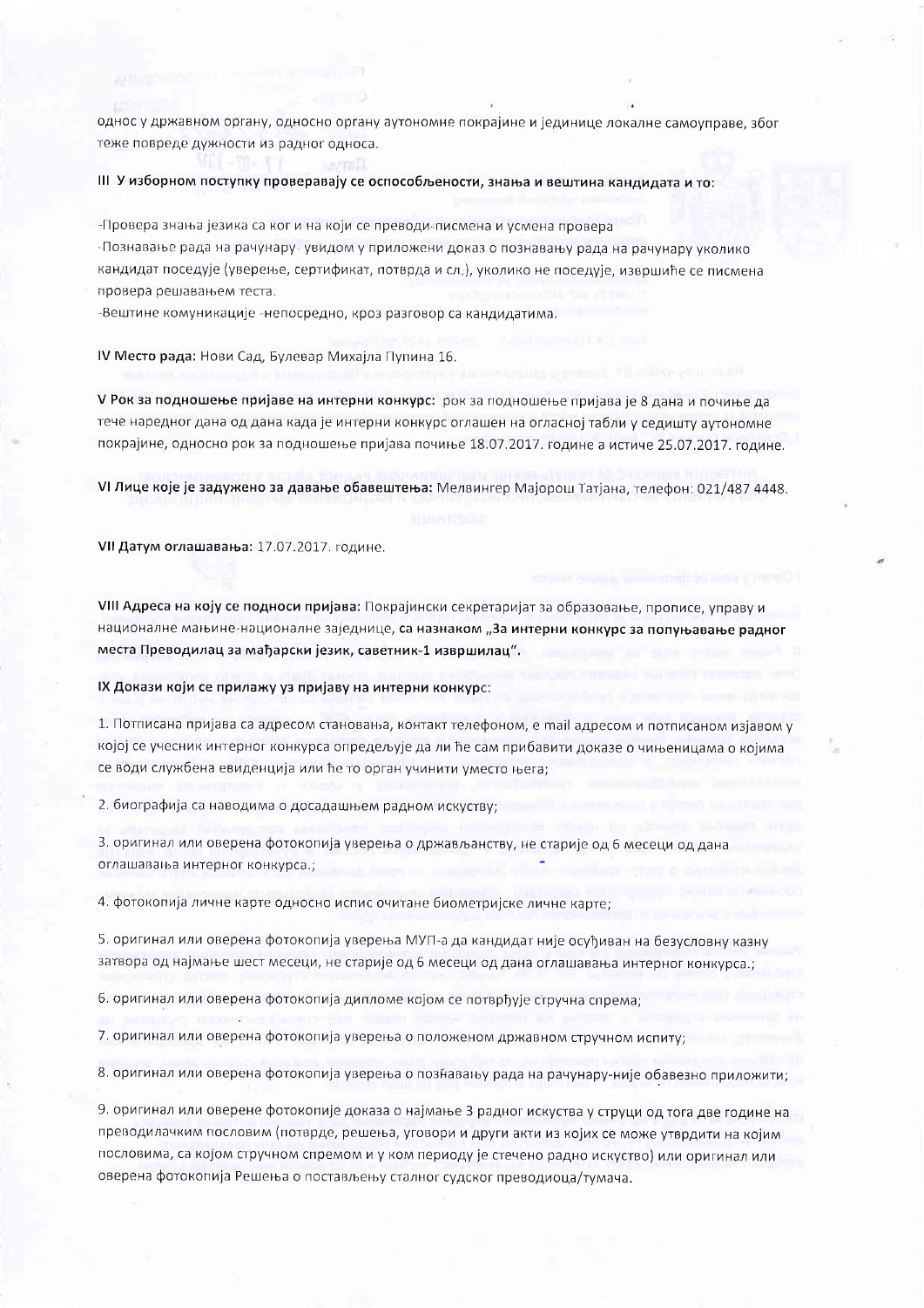однос у државном органу, односно органу аутономне покрајине и јединице локалне самоуправе, због теже повреде дужности из радног односа.

**III У изборном поступку проверавају се оспособљености, знања и вештина кандидата и то:**

-Провера знања језика са ког и на који се преводи-писмена и усмена провера

-Познавање рада на рачунару увидом у приложени доказ о познавању рада на рачунару уколико кандидат поседује (уверење, сертификат, потврда и сл.), уколико не поседује, извршиће се писмена провера решавањем теста.

-Вештине комуникације -непосредно, кроз разговор са кандидатима.

**IV Место рада:** Нови Сад, Булевар Михајла Пупина 16.

**V Рок за подношење пријаве на интерни конкурс:** рок за подношење пријава је 8 дана и почиње да тече наредног дана од дана када је интерни конкурс оглашен на огласној табли у седишту аутономне покрајине, односно рок за подношење пријава почиње 18.07.2017. године а истиче 25.07.2017. године.

**VI Лице које је задужено за давање обавештења:** Мелвингер Мајорош Татјана, телефон: 021/487 4448.

**VII Датум оглашавања:** 17.07.2017. године.

**VIII Адреса на коју се подноси пријава:** Покрајински секретаријат за образовање, прописе, управу и националне мањине-националне заједнице, **са назнаком „За интерни конкурс за попуњавање радног места Преводилац за мађарски језик, саветник-1 извршилац".**

**IX Докази који се прилажу уз пријаву на интерни конкурс:**

1. Потписана пријава са адресом становања, контакт телефоном, е mail адресом и потписаном изјавом у којој се учесник интерног конкурса опредељује да ли ће сам прибавити доказе о чињеницама о којима се води службена евиденција или ће то орган учинити уместо њега;

2. биографија са наводима о досадашњем радном искуству;

3. оригинал или оверена фотокопија уверења о држављанству, не старије од 6 месеци од дана оглашавања интерног конкурса.;

4. фотокопија личне карте односно испис очитане биометријске личне карте;

5. оригинал или оверена фотокопија уверења МУП-а да кандидат није осуђиван на безусловну казну затвора од најмање шест месеци, не старије од 6 месеци од дана оглашавања интерног конкурса.;

6. оригинал или оверена фотокопија дипломе којом се потврђује стручна спрема;

7. оригинал или оверена фотокопија уверења о положеном државном стручном испиту;

8. оригинал или оверена фотокопија уверења о познавању рада на рачунару-није обавезно приложити;

9. оригинал или оверене фотокопије доказа о најмање 3 радног искуства у струци од тога две године на преводилачким пословим (потврде, решења, уговори и други акти из којих се може утврдити на којим пословима, са којом стручном спремом и у ком периоду је стечено радно искуство) или оригинал или оверена фотокопија Решења о постављењу сталног судског преводиоца/тумача.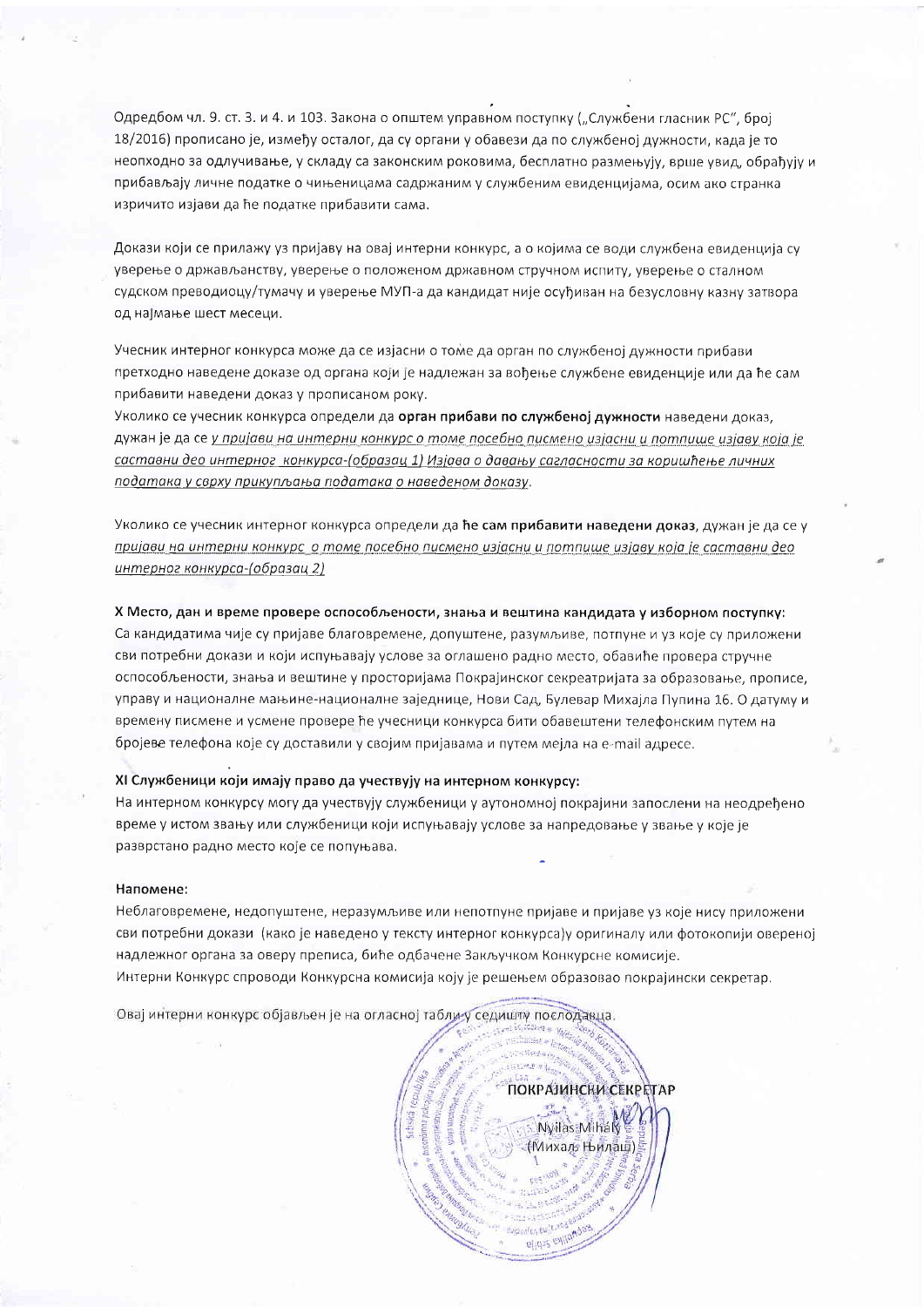Одредбом чл. 9. ст. 3. и 4. и 103. Закона о општем управном поступку („Службени гласник РС", број 18/2016) прописано је, између осталог, да су органи у обавези да по службеној дужности, када је то неопходно за одлучивање, у складу са законским роковима, бесплатно размењују, врше увид, обрађују и прибављају личне податке о чињеницама садржаним у службеним евиденцијама, осим ако странка изричито изјави да ће податке прибавити сама.

Докази који се прилажу уз пријаву на овај интерни конкурс, а о којима се води службена евиденција су уверење о држављанству, уверење о положеном државном стручном испиту, уверење о сталном судском преводиоцу/тумачу и уверење МУП-а да кандидат није осуђиван на безусловну казну затвора од најмање шест месеци.

Учесник интерног конкурса може да се изјасни о томе да орган по службеној дужности прибави претходно наведене доказе од органа који је надлежан за вођење службене евиденције или да ће сам прибавити наведени доказ у прописаном року.

Уколико се учесник конкурса определи да **орган прибави по службеној дужности** наведени доказ, дужан је да се *у пријави на интерни конкурс о томе посебно писмено изјасни и потпише изјаву која је саставни део интерног конкурса-(образац 1) Изјава о давању сагласности за коришћење личних података у сврху прикупљања података о наведеном доказу.*

Уколико се учесник интерног конкурса определи да **ће сам прибавити наведени доказ**, дужан је да се у *пријави на интерни конкурс о томе посебно писмено изјасни и потпише изјаву која је саставни део интерног конкурса-(образац 2)*

**X Место, дан и време провере оспособљености, знања и вештина кандидата у изборном поступку:**
Са кандидатима чије су пријаве благовремене, допуштене, разумљиве, потпуне и уз које су приложени сви потребни докази и који испуњавају услове за оглашено радно место, обавиће провера стручне оспособљености, знања и вештина у просторијама Покрајинског секреатријата за образовање, прописе, управу и националне мањине-националне заједнице, Нови Сад, Булевар Михајла Пупина 16. О датуму и времену писмене и усмене провере ће учесници конкурса бити обавештени телефонским путем на бројеве телефона које су доставили у својим пријавама и путем мејла на e-mail адресе.

**XI Службеници који имају право да учествују на интерном конкурсу:**
На интерном конкурсу могу да учествују службеници у аутономној покрајини запослени на неодређено време у истом звању или службеници који испуњавају услове за напредовање у звање у које је разврстано радно место које се попуњава.

**Напомене:**
Неблаговремене, недопуштене, неразумљиве или непотпуне пријаве и пријаве уз које нису приложени сви потребни докази (како је наведено у тексту интерног конкурса)у оригиналу или фотокопији овереној надлежног органа за оверу преписа, биће одбачене Закључком Конкурсне комисије.
Интерни Конкурс спроводи Конкурсна комисија коју је решењем образовао покрајински секретар.

Овај интерни конкурс објављен је на огласној табли у седишту послодавца.

ПОКРАЈИНСКИ СЕКРЕТАР

Nyilas Mihály
(Михаљ Њилаш)